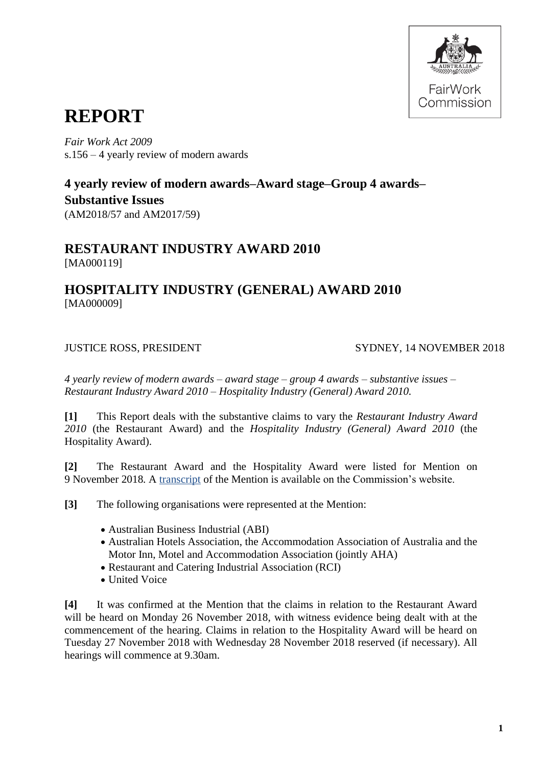FairWork Commission

# REPORT

*Fair Work Act 2009*
s.156 – 4 yearly review of modern awards

## 4 yearly review of modern awards–Award stage–Group 4 awards–Substantive Issues

(AM2018/57 and AM2017/59)

## RESTAURANT INDUSTRY AWARD 2010

[MA000119]

## HOSPITALITY INDUSTRY (GENERAL) AWARD 2010

[MA000009]

JUSTICE ROSS, PRESIDENT SYDNEY, 14 NOVEMBER 2018

*4 yearly review of modern awards – award stage – group 4 awards – substantive issues – Restaurant Industry Award 2010 – Hospitality Industry (General) Award 2010.*

**[1]** This Report deals with the substantive claims to vary the *Restaurant Industry Award 2010* (the Restaurant Award) and the *Hospitality Industry (General) Award 2010* (the Hospitality Award).

**[2]** The Restaurant Award and the Hospitality Award were listed for Mention on 9 November 2018. A transcript of the Mention is available on the Commission's website.

**[3]** The following organisations were represented at the Mention:

- Australian Business Industrial (ABI)
- Australian Hotels Association, the Accommodation Association of Australia and the Motor Inn, Motel and Accommodation Association (jointly AHA)
- Restaurant and Catering Industrial Association (RCI)
- United Voice

**[4]** It was confirmed at the Mention that the claims in relation to the Restaurant Award will be heard on Monday 26 November 2018, with witness evidence being dealt with at the commencement of the hearing. Claims in relation to the Hospitality Award will be heard on Tuesday 27 November 2018 with Wednesday 28 November 2018 reserved (if necessary). All hearings will commence at 9.30am.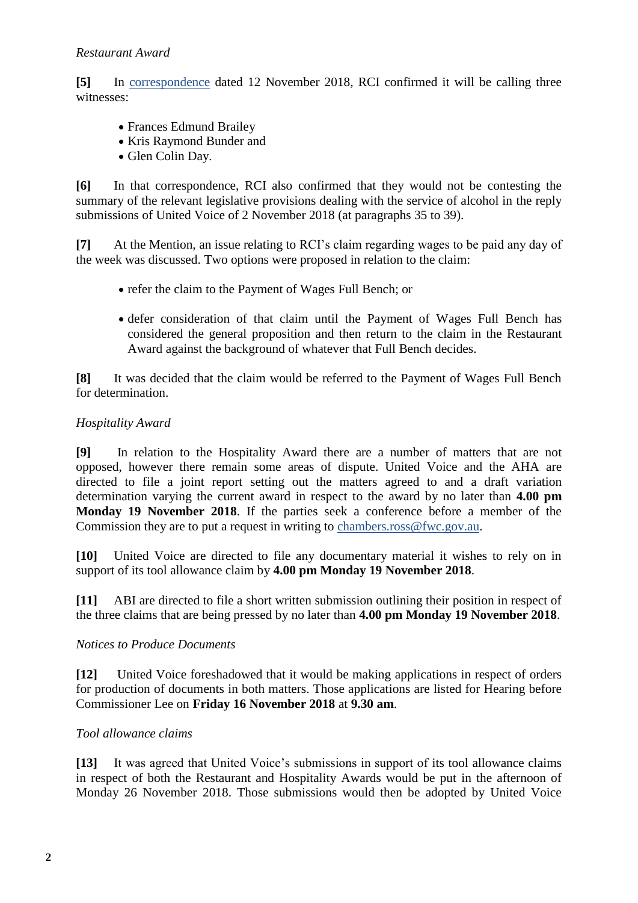*Restaurant Award*

**[5]** In correspondence dated 12 November 2018, RCI confirmed it will be calling three witnesses:

- Frances Edmund Brailey
- Kris Raymond Bunder and
- Glen Colin Day.

**[6]** In that correspondence, RCI also confirmed that they would not be contesting the summary of the relevant legislative provisions dealing with the service of alcohol in the reply submissions of United Voice of 2 November 2018 (at paragraphs 35 to 39).

**[7]** At the Mention, an issue relating to RCI's claim regarding wages to be paid any day of the week was discussed. Two options were proposed in relation to the claim:

- refer the claim to the Payment of Wages Full Bench; or
- defer consideration of that claim until the Payment of Wages Full Bench has considered the general proposition and then return to the claim in the Restaurant Award against the background of whatever that Full Bench decides.

**[8]** It was decided that the claim would be referred to the Payment of Wages Full Bench for determination.

*Hospitality Award*

**[9]** In relation to the Hospitality Award there are a number of matters that are not opposed, however there remain some areas of dispute. United Voice and the AHA are directed to file a joint report setting out the matters agreed to and a draft variation determination varying the current award in respect to the award by no later than **4.00 pm Monday 19 November 2018**. If the parties seek a conference before a member of the Commission they are to put a request in writing to chambers.ross@fwc.gov.au.

**[10]** United Voice are directed to file any documentary material it wishes to rely on in support of its tool allowance claim by **4.00 pm Monday 19 November 2018**.

**[11]** ABI are directed to file a short written submission outlining their position in respect of the three claims that are being pressed by no later than **4.00 pm Monday 19 November 2018**.

*Notices to Produce Documents*

**[12]** United Voice foreshadowed that it would be making applications in respect of orders for production of documents in both matters. Those applications are listed for Hearing before Commissioner Lee on **Friday 16 November 2018** at **9.30 am**.

*Tool allowance claims*

**[13]** It was agreed that United Voice's submissions in support of its tool allowance claims in respect of both the Restaurant and Hospitality Awards would be put in the afternoon of Monday 26 November 2018. Those submissions would then be adopted by United Voice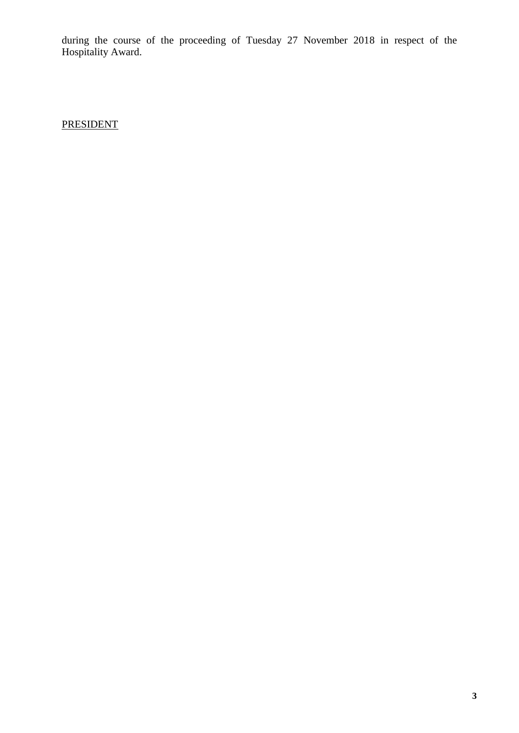during the course of the proceeding of Tuesday 27 November 2018 in respect of the Hospitality Award.

<u>PRESIDENT</u>